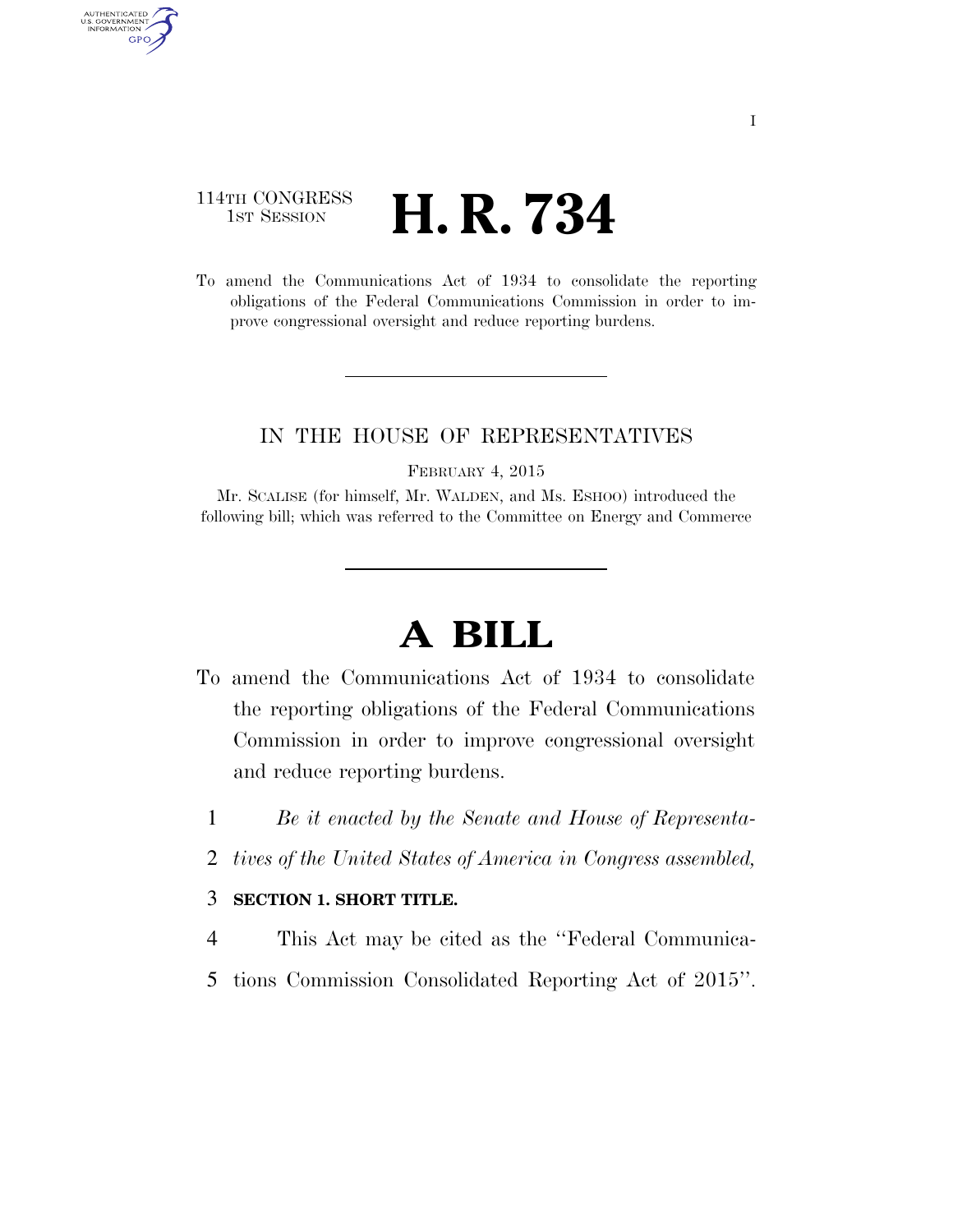114TH CONGRESS
1ST SESSION

# H. R. 734

To amend the Communications Act of 1934 to consolidate the reporting obligations of the Federal Communications Commission in order to improve congressional oversight and reduce reporting burdens.

---

IN THE HOUSE OF REPRESENTATIVES

FEBRUARY 4, 2015

Mr. SCALISE (for himself, Mr. WALDEN, and Ms. ESHOO) introduced the following bill; which was referred to the Committee on Energy and Commerce

---

# A BILL

To amend the Communications Act of 1934 to consolidate the reporting obligations of the Federal Communications Commission in order to improve congressional oversight and reduce reporting burdens.

1 *Be it enacted by the Senate and House of Representa-*
2 *tives of the United States of America in Congress assembled,*

3 **SECTION 1. SHORT TITLE.**

4 This Act may be cited as the ''Federal Communica-
5 tions Commission Consolidated Reporting Act of 2015''.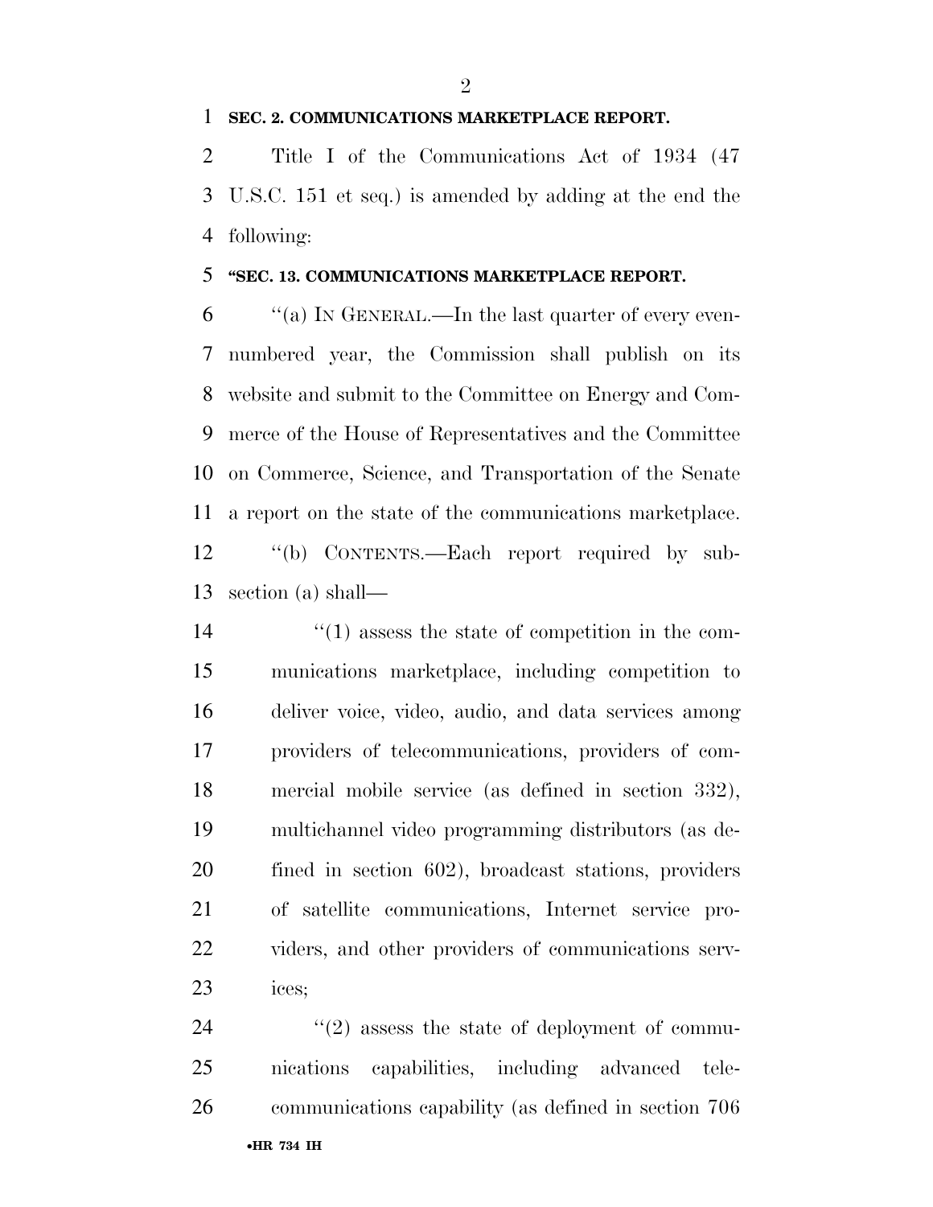**SEC. 2. COMMUNICATIONS MARKETPLACE REPORT.**

Title I of the Communications Act of 1934 (47 U.S.C. 151 et seq.) is amended by adding at the end the following:

**"SEC. 13. COMMUNICATIONS MARKETPLACE REPORT.**

"(a) IN GENERAL.—In the last quarter of every even-numbered year, the Commission shall publish on its website and submit to the Committee on Energy and Commerce of the House of Representatives and the Committee on Commerce, Science, and Transportation of the Senate a report on the state of the communications marketplace.

"(b) CONTENTS.—Each report required by subsection (a) shall—

"(1) assess the state of competition in the communications marketplace, including competition to deliver voice, video, audio, and data services among providers of telecommunications, providers of commercial mobile service (as defined in section 332), multichannel video programming distributors (as defined in section 602), broadcast stations, providers of satellite communications, Internet service providers, and other providers of communications services;

"(2) assess the state of deployment of communications capabilities, including advanced telecommunications capability (as defined in section 706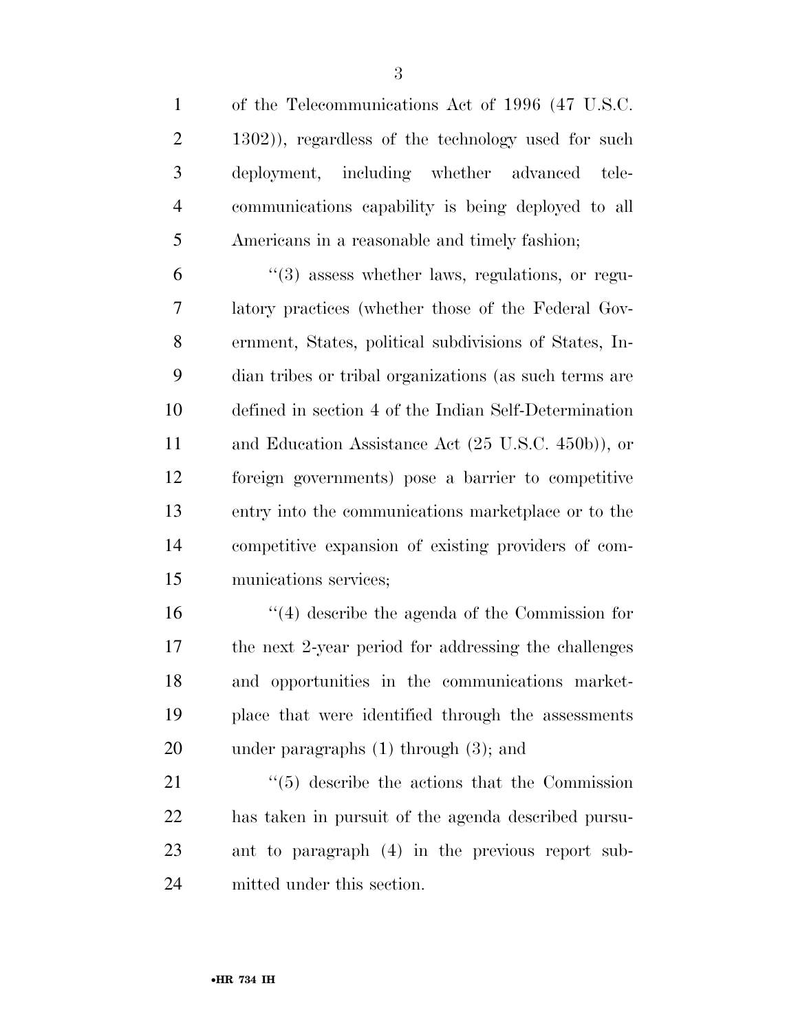of the Telecommunications Act of 1996 (47 U.S.C. 1302)), regardless of the technology used for such deployment, including whether advanced telecommunications capability is being deployed to all Americans in a reasonable and timely fashion;

"(3) assess whether laws, regulations, or regulatory practices (whether those of the Federal Government, States, political subdivisions of States, Indian tribes or tribal organizations (as such terms are defined in section 4 of the Indian Self-Determination and Education Assistance Act (25 U.S.C. 450b)), or foreign governments) pose a barrier to competitive entry into the communications marketplace or to the competitive expansion of existing providers of communications services;

"(4) describe the agenda of the Commission for the next 2-year period for addressing the challenges and opportunities in the communications marketplace that were identified through the assessments under paragraphs (1) through (3); and

"(5) describe the actions that the Commission has taken in pursuit of the agenda described pursuant to paragraph (4) in the previous report submitted under this section.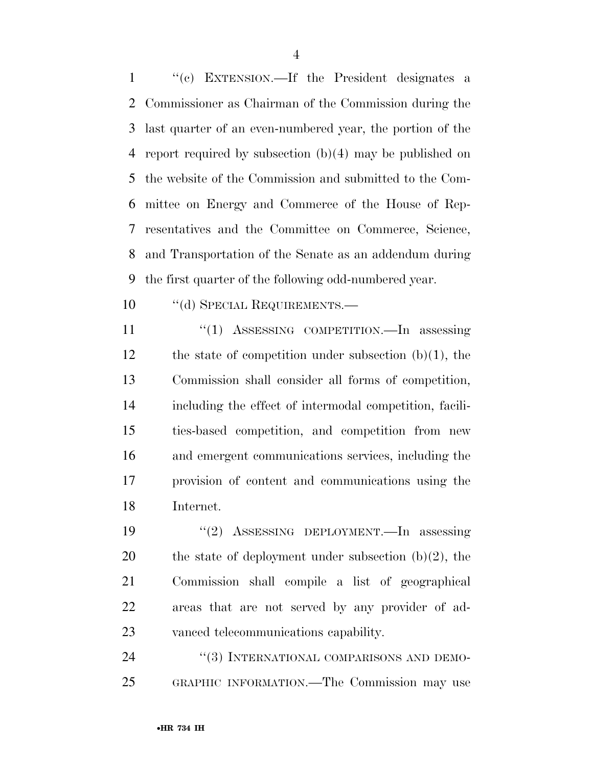"(c) EXTENSION.—If the President designates a Commissioner as Chairman of the Commission during the last quarter of an even-numbered year, the portion of the report required by subsection (b)(4) may be published on the website of the Commission and submitted to the Committee on Energy and Commerce of the House of Representatives and the Committee on Commerce, Science, and Transportation of the Senate as an addendum during the first quarter of the following odd-numbered year.

"(d) SPECIAL REQUIREMENTS.—

"(1) ASSESSING COMPETITION.—In assessing the state of competition under subsection (b)(1), the Commission shall consider all forms of competition, including the effect of intermodal competition, facilities-based competition, and competition from new and emergent communications services, including the provision of content and communications using the Internet.

"(2) ASSESSING DEPLOYMENT.—In assessing the state of deployment under subsection (b)(2), the Commission shall compile a list of geographical areas that are not served by any provider of advanced telecommunications capability.

"(3) INTERNATIONAL COMPARISONS AND DEMOGRAPHIC INFORMATION.—The Commission may use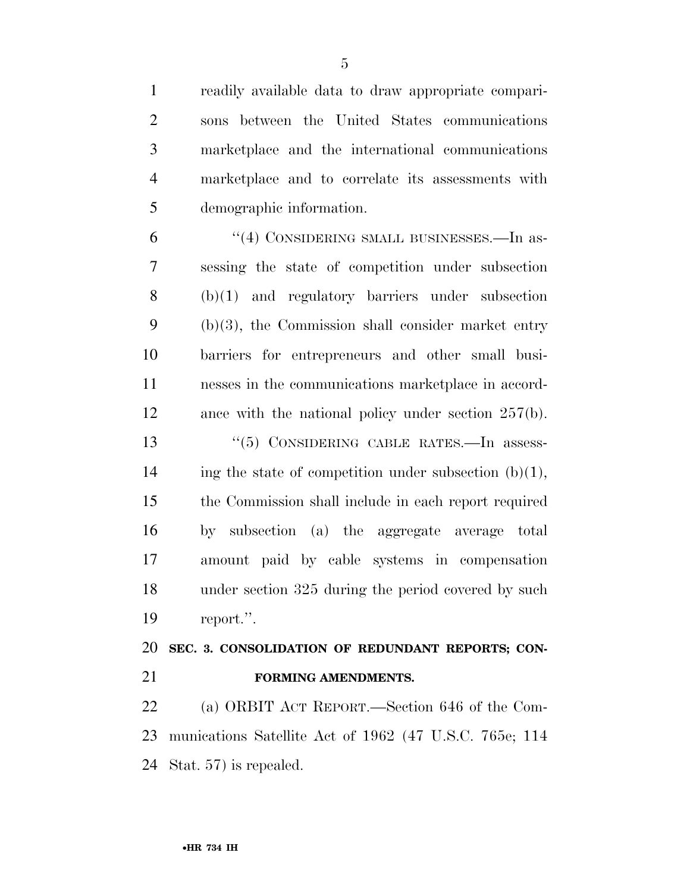readily available data to draw appropriate comparisons between the United States communications marketplace and the international communications marketplace and to correlate its assessments with demographic information.

"(4) CONSIDERING SMALL BUSINESSES.—In assessing the state of competition under subsection (b)(1) and regulatory barriers under subsection (b)(3), the Commission shall consider market entry barriers for entrepreneurs and other small businesses in the communications marketplace in accordance with the national policy under section 257(b).

"(5) CONSIDERING CABLE RATES.—In assessing the state of competition under subsection (b)(1), the Commission shall include in each report required by subsection (a) the aggregate average total amount paid by cable systems in compensation under section 325 during the period covered by such report.".

**SEC. 3. CONSOLIDATION OF REDUNDANT REPORTS; CONFORMING AMENDMENTS.**

(a) ORBIT ACT REPORT.—Section 646 of the Communications Satellite Act of 1962 (47 U.S.C. 765e; 114 Stat. 57) is repealed.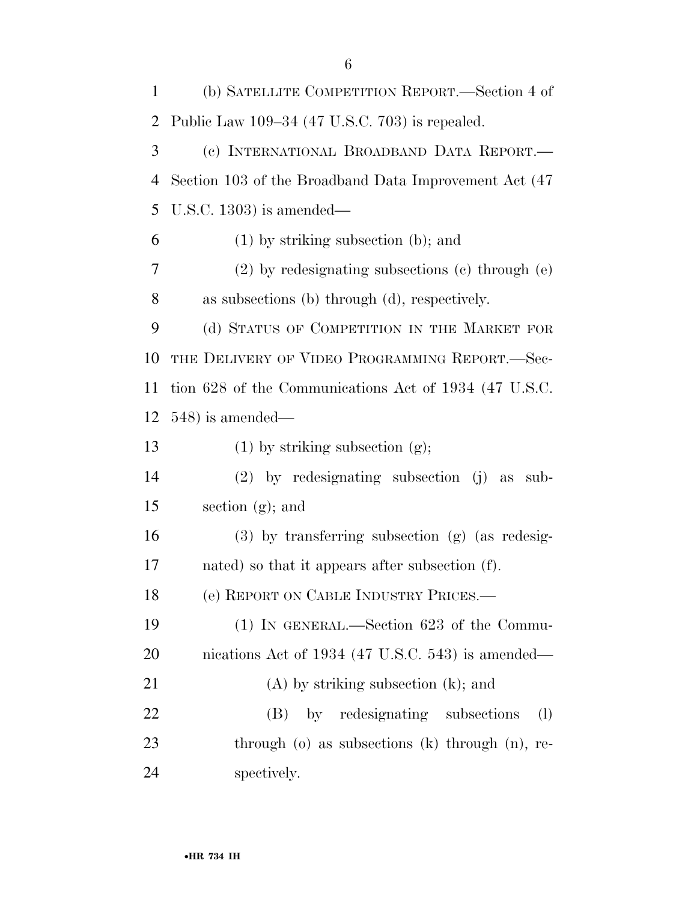(b) SATELLITE COMPETITION REPORT.—Section 4 of Public Law 109–34 (47 U.S.C. 703) is repealed.

(c) INTERNATIONAL BROADBAND DATA REPORT.—Section 103 of the Broadband Data Improvement Act (47 U.S.C. 1303) is amended—

(1) by striking subsection (b); and

(2) by redesignating subsections (c) through (e) as subsections (b) through (d), respectively.

(d) STATUS OF COMPETITION IN THE MARKET FOR THE DELIVERY OF VIDEO PROGRAMMING REPORT.—Section 628 of the Communications Act of 1934 (47 U.S.C. 548) is amended—

(1) by striking subsection (g);

(2) by redesignating subsection (j) as subsection (g); and

(3) by transferring subsection (g) (as redesignated) so that it appears after subsection (f).

(e) REPORT ON CABLE INDUSTRY PRICES.—

(1) IN GENERAL.—Section 623 of the Communications Act of 1934 (47 U.S.C. 543) is amended—

(A) by striking subsection (k); and

(B) by redesignating subsections (l) through (o) as subsections (k) through (n), respectively.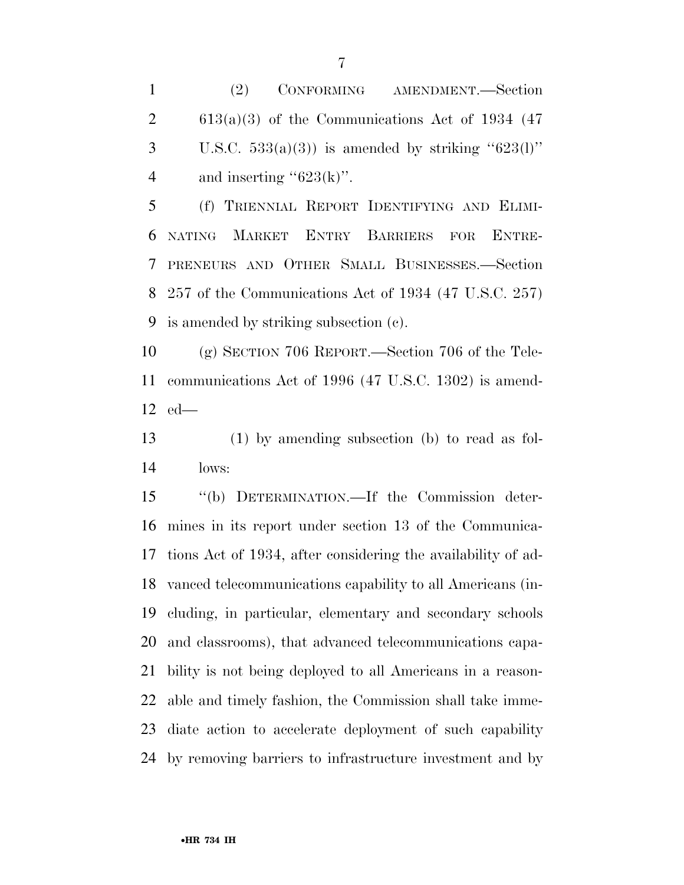(2) CONFORMING AMENDMENT.—Section 613(a)(3) of the Communications Act of 1934 (47 U.S.C. 533(a)(3)) is amended by striking "623(l)" and inserting "623(k)".

(f) TRIENNIAL REPORT IDENTIFYING AND ELIMINATING MARKET ENTRY BARRIERS FOR ENTREPRENEURS AND OTHER SMALL BUSINESSES.—Section 257 of the Communications Act of 1934 (47 U.S.C. 257) is amended by striking subsection (c).

(g) SECTION 706 REPORT.—Section 706 of the Telecommunications Act of 1996 (47 U.S.C. 1302) is amended—

(1) by amending subsection (b) to read as follows:

"(b) DETERMINATION.—If the Commission determines in its report under section 13 of the Communications Act of 1934, after considering the availability of advanced telecommunications capability to all Americans (including, in particular, elementary and secondary schools and classrooms), that advanced telecommunications capability is not being deployed to all Americans in a reasonable and timely fashion, the Commission shall take immediate action to accelerate deployment of such capability by removing barriers to infrastructure investment and by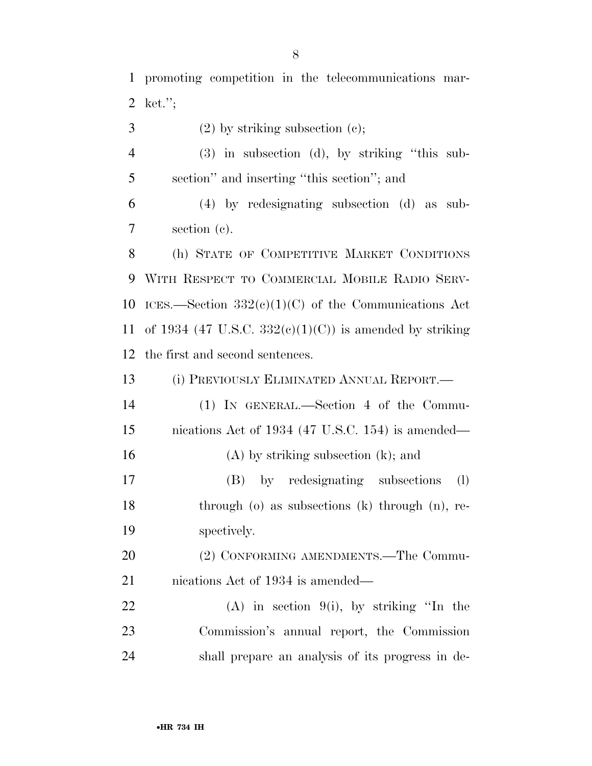promoting competition in the telecommunications market.'';

(2) by striking subsection (c);

(3) in subsection (d), by striking ''this subsection'' and inserting ''this section''; and

(4) by redesignating subsection (d) as subsection (c).

(h) STATE OF COMPETITIVE MARKET CONDITIONS WITH RESPECT TO COMMERCIAL MOBILE RADIO SERVICES.—Section 332(c)(1)(C) of the Communications Act of 1934 (47 U.S.C. 332(c)(1)(C)) is amended by striking the first and second sentences.

(i) PREVIOUSLY ELIMINATED ANNUAL REPORT.—

(1) IN GENERAL.—Section 4 of the Communications Act of 1934 (47 U.S.C. 154) is amended—

(A) by striking subsection (k); and

(B) by redesignating subsections (l) through (o) as subsections (k) through (n), respectively.

(2) CONFORMING AMENDMENTS.—The Communications Act of 1934 is amended—

(A) in section 9(i), by striking ''In the Commission's annual report, the Commission shall prepare an analysis of its progress in de-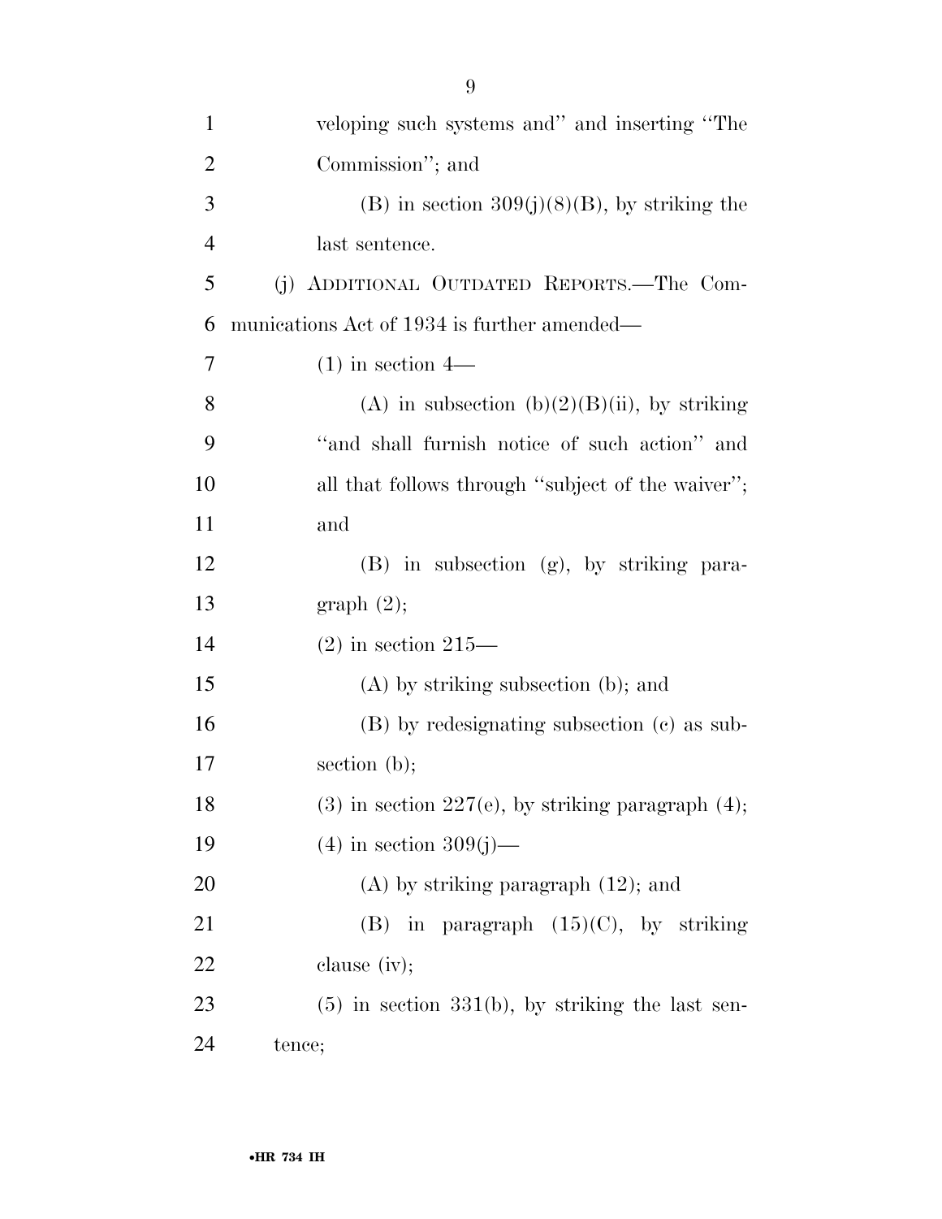veloping such systems and'' and inserting ''The Commission''; and

(B) in section 309(j)(8)(B), by striking the last sentence.

(j) ADDITIONAL OUTDATED REPORTS.—The Communications Act of 1934 is further amended—

(1) in section 4—

(A) in subsection (b)(2)(B)(ii), by striking ''and shall furnish notice of such action'' and all that follows through ''subject of the waiver''; and

(B) in subsection (g), by striking paragraph (2);

(2) in section 215—

(A) by striking subsection (b); and

(B) by redesignating subsection (c) as subsection (b);

(3) in section 227(e), by striking paragraph (4);

(4) in section 309(j)—

(A) by striking paragraph (12); and

(B) in paragraph (15)(C), by striking clause (iv);

(5) in section 331(b), by striking the last sentence;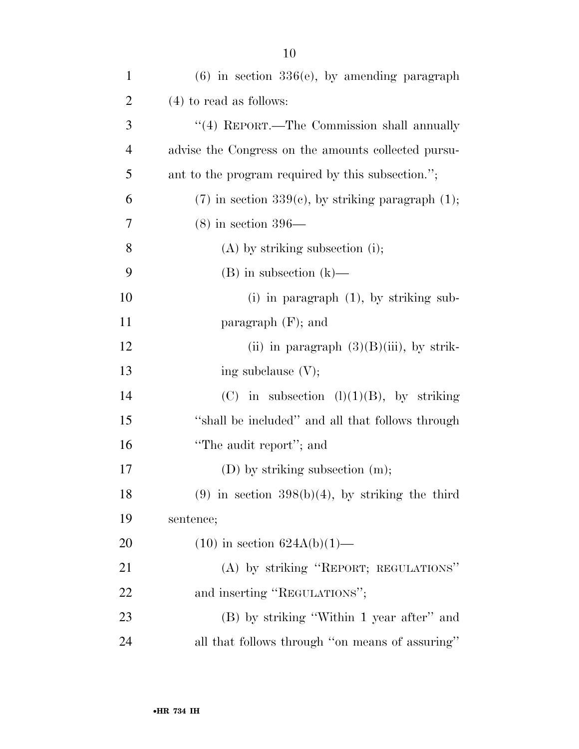(6) in section 336(e), by amending paragraph (4) to read as follows:

"(4) REPORT.—The Commission shall annually advise the Congress on the amounts collected pursuant to the program required by this subsection.";

(7) in section 339(c), by striking paragraph (1);

(8) in section 396—

(A) by striking subsection (i);

(B) in subsection (k)—

(i) in paragraph (1), by striking subparagraph (F); and

(ii) in paragraph (3)(B)(iii), by striking subclause (V);

(C) in subsection (l)(1)(B), by striking "shall be included" and all that follows through "The audit report"; and

(D) by striking subsection (m);

(9) in section 398(b)(4), by striking the third sentence;

(10) in section 624A(b)(1)—

(A) by striking "REPORT; REGULATIONS" and inserting "REGULATIONS";

(B) by striking "Within 1 year after" and all that follows through "on means of assuring"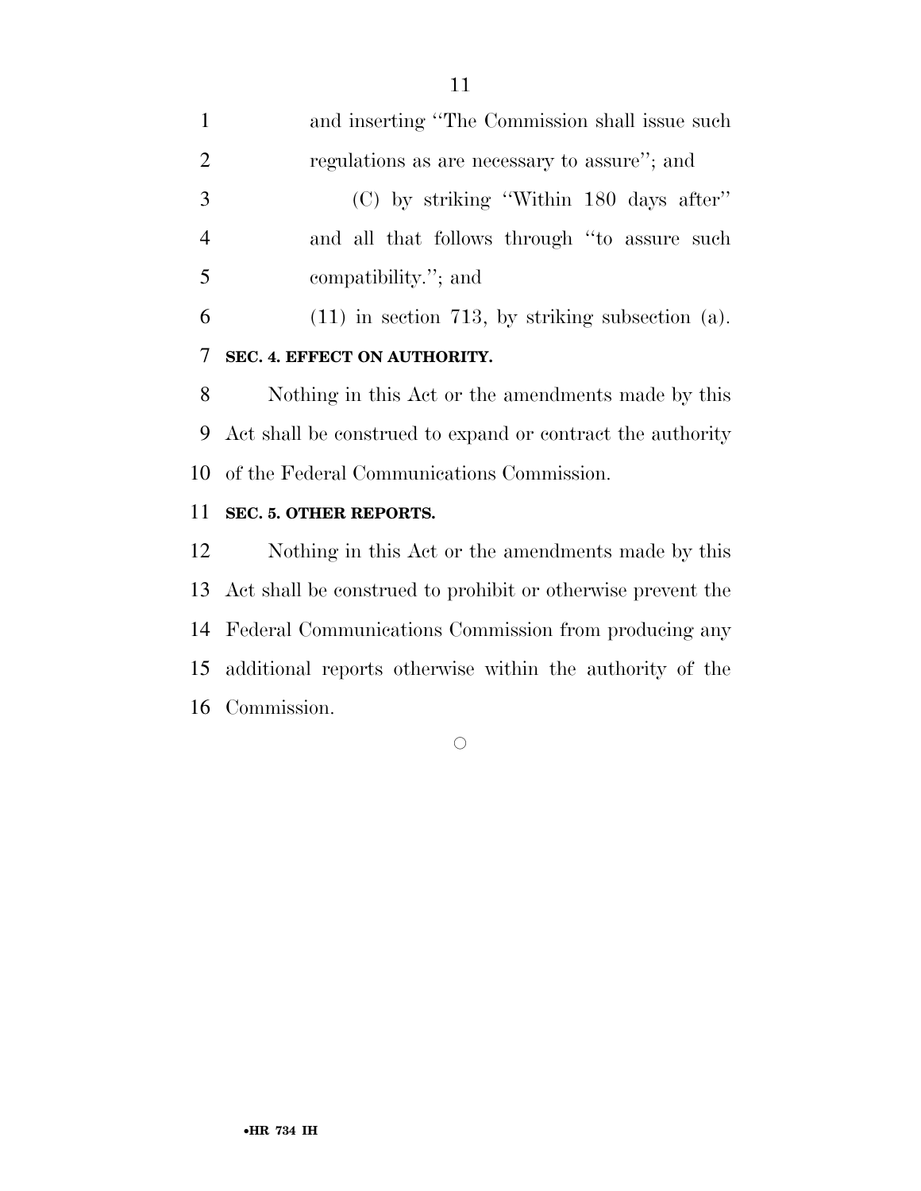and inserting "The Commission shall issue such regulations as are necessary to assure"; and

(C) by striking "Within 180 days after" and all that follows through "to assure such compatibility."; and

(11) in section 713, by striking subsection (a).

**SEC. 4. EFFECT ON AUTHORITY.**

Nothing in this Act or the amendments made by this Act shall be construed to expand or contract the authority of the Federal Communications Commission.

**SEC. 5. OTHER REPORTS.**

Nothing in this Act or the amendments made by this Act shall be construed to prohibit or otherwise prevent the Federal Communications Commission from producing any additional reports otherwise within the authority of the Commission.

○